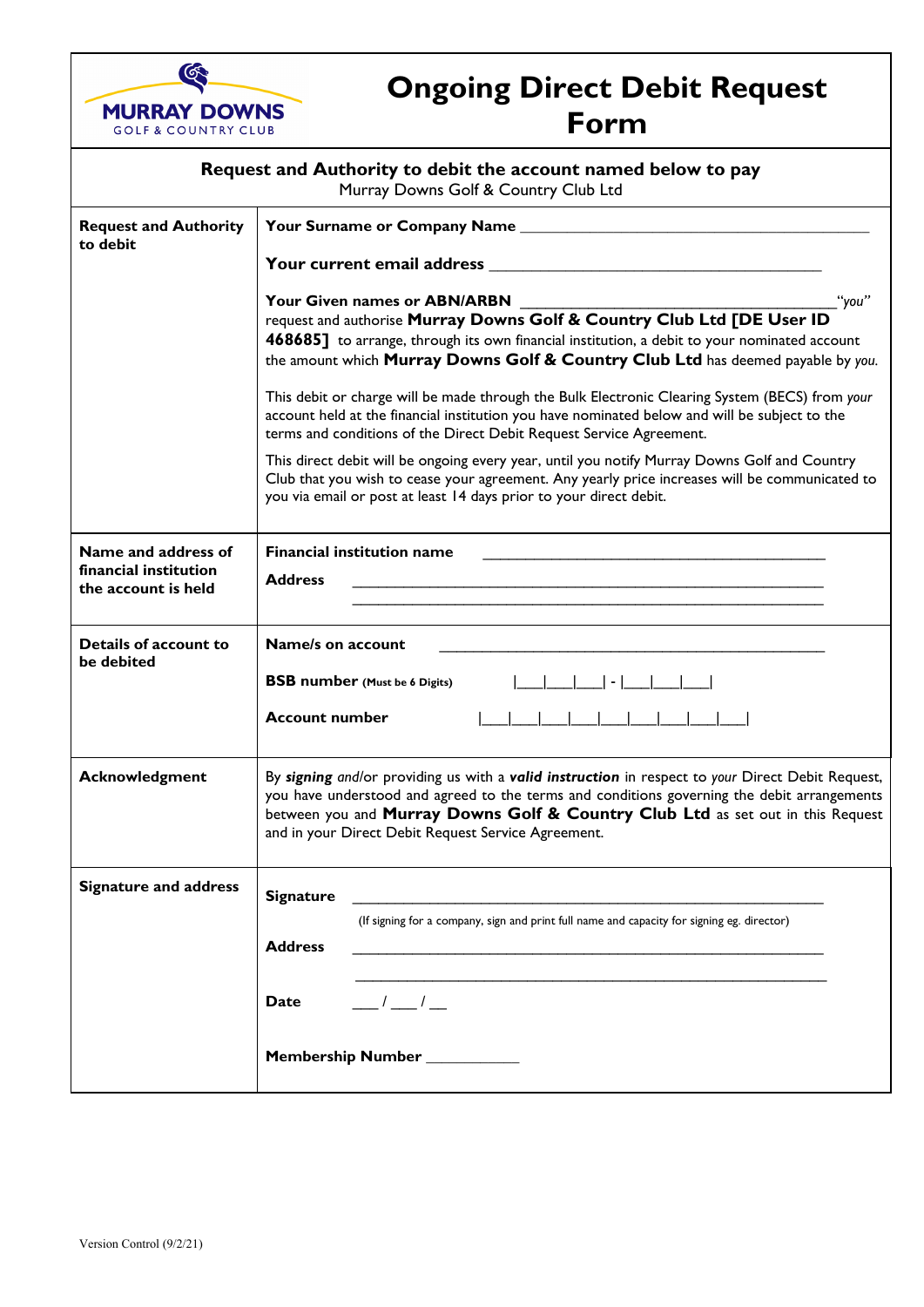MURRAY DOWNS
GOLF & COUNTRY CLUB

# Ongoing Direct Debit Request Form

**Request and Authority to debit the account named below to pay**
Murray Downs Golf & Country Club Ltd

| | |
|---|---|
| **Request and Authority to debit** | **Your Surname or Company Name** ____________________<br><br>**Your current email address** ____________________<br><br>**Your Given names or ABN/ARBN** ____________________ *"you"* request and authorise **Murray Downs Golf & Country Club Ltd [DE User ID 468685]** to arrange, through its own financial institution, a debit to your nominated account the amount which **Murray Downs Golf & Country Club Ltd** has deemed payable by *you*.<br><br>This debit or charge will be made through the Bulk Electronic Clearing System (BECS) from *your* account held at the financial institution you have nominated below and will be subject to the terms and conditions of the Direct Debit Request Service Agreement.<br><br>This direct debit will be ongoing every year, until you notify Murray Downs Golf and Country Club that you wish to cease your agreement. Any yearly price increases will be communicated to you via email or post at least 14 days prior to your direct debit. |
| **Name and address of financial institution the account is held** | **Financial institution name** ____________________<br><br>**Address** ____________________<br>____________________ |
| **Details of account to be debited** | **Name/s on account** ____________________<br><br>**BSB number** (Must be 6 Digits) \|___\|___\|___\| - \|___\|___\|___\|<br><br>**Account number** \|___\|___\|___\|___\|___\|___\|___\|___\|___\|___\| |
| **Acknowledgment** | By ***signing*** and/or providing us with a ***valid instruction*** in respect to *your* Direct Debit Request, you have understood and agreed to the terms and conditions governing the debit arrangements between you and **Murray Downs Golf & Country Club Ltd** as set out in this Request and in your Direct Debit Request Service Agreement. |
| **Signature and address** | **Signature** ____________________<br>(If signing for a company, sign and print full name and capacity for signing eg. director)<br><br>**Address** ____________________<br>____________________<br><br>**Date** ___ / ___ / __<br><br>**Membership Number** ___________ |

Version Control (9/2/21)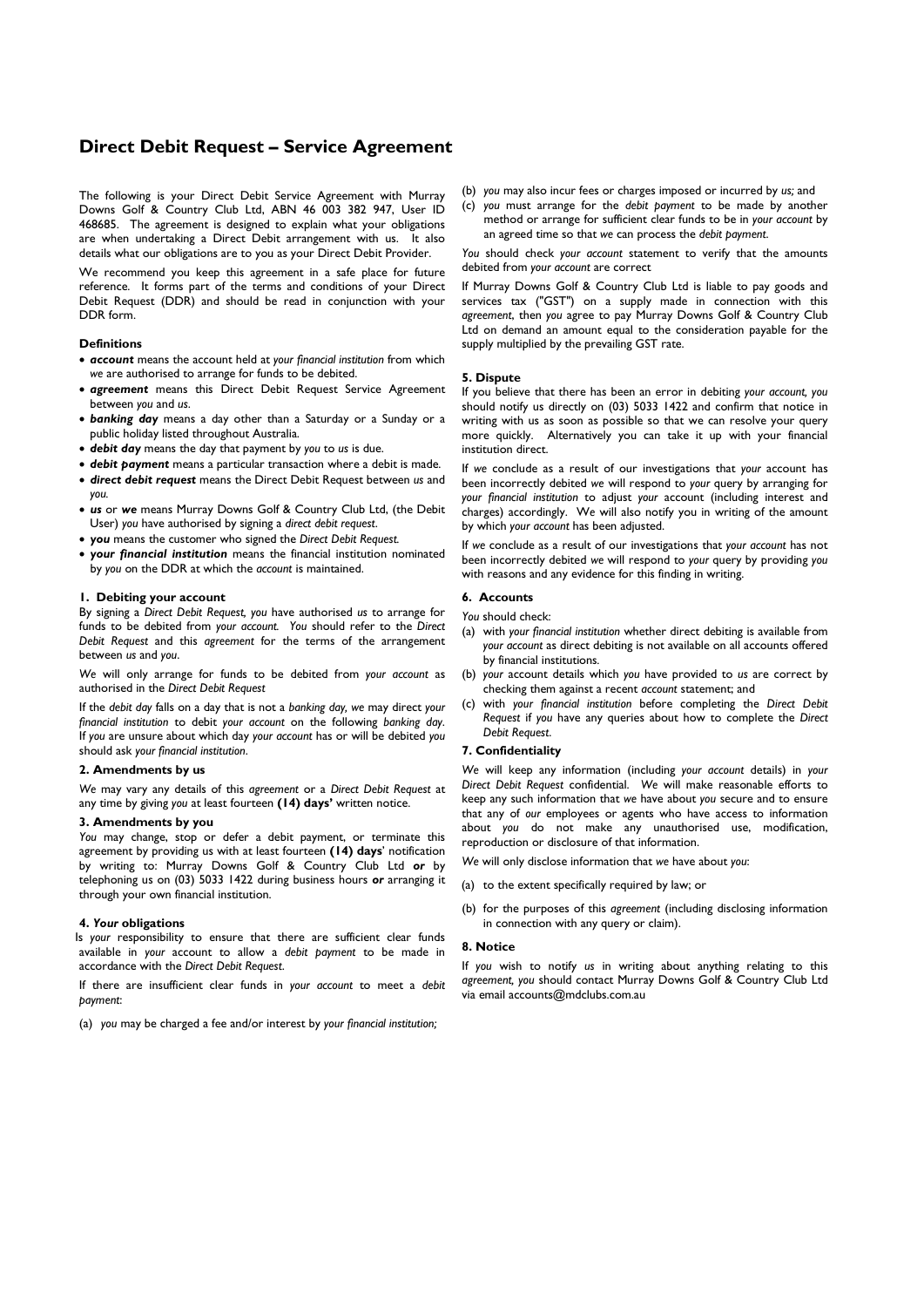# Direct Debit Request – Service Agreement

The following is your Direct Debit Service Agreement with Murray Downs Golf & Country Club Ltd, ABN 46 003 382 947, User ID 468685. The agreement is designed to explain what your obligations are when undertaking a Direct Debit arrangement with us. It also details what our obligations are to you as your Direct Debit Provider.

We recommend you keep this agreement in a safe place for future reference. It forms part of the terms and conditions of your Direct Debit Request (DDR) and should be read in conjunction with your DDR form.

### Definitions

- ***account*** means the account held at *your financial institution* from which *we* are authorised to arrange for funds to be debited.
- ***agreement*** means this Direct Debit Request Service Agreement between *you* and *us*.
- ***banking day*** means a day other than a Saturday or a Sunday or a public holiday listed throughout Australia.
- ***debit day*** means the day that payment by *you* to *us* is due.
- ***debit payment*** means a particular transaction where a debit is made.
- ***direct debit request*** means the Direct Debit Request between *us* and *you*.
- ***us*** or ***we*** means Murray Downs Golf & Country Club Ltd, (the Debit User) *you* have authorised by signing a *direct debit request*.
- ***you*** means the customer who signed the *Direct Debit Request*.
- ***your financial institution*** means the financial institution nominated by *you* on the DDR at which the *account* is maintained.

### 1. Debiting your account

By signing a *Direct Debit Request*, *you* have authorised *us* to arrange for funds to be debited from *your account*. *You* should refer to the *Direct Debit Request* and this *agreement* for the terms of the arrangement between *us* and *you*.

*We* will only arrange for funds to be debited from *your account* as authorised in the *Direct Debit Request*

If the *debit day* falls on a day that is not a *banking day*, *we* may direct *your financial institution* to debit *your account* on the following *banking day*. If *you* are unsure about which day *your account* has or will be debited *you* should ask *your financial institution*.

### 2. Amendments by us

*We* may vary any details of this *agreement* or a *Direct Debit Request* at any time by giving *you* at least fourteen **(14) days'** written notice.

### 3. Amendments by you

*You* may change, stop or defer a debit payment, or terminate this agreement by providing us with at least fourteen **(14) days**' notification by writing to: Murray Downs Golf & Country Club Ltd ***or*** by telephoning us on (03) 5033 1422 during business hours ***or*** arranging it through your own financial institution.

### 4. *Your* obligations

Is *your* responsibility to ensure that there are sufficient clear funds available in *your* account to allow a *debit payment* to be made in accordance with the *Direct Debit Request*.

If there are insufficient clear funds in *your account* to meet a *debit payment*:

(a) *you* may be charged a fee and/or interest by *your financial institution;*

(b) *you* may also incur fees or charges imposed or incurred by *us*; and

(c) *you* must arrange for the *debit payment* to be made by another method or arrange for sufficient clear funds to be in *your account* by an agreed time so that *we* can process the *debit payment*.

*You* should check *your account* statement to verify that the amounts debited from *your account* are correct

If Murray Downs Golf & Country Club Ltd is liable to pay goods and services tax ("GST") on a supply made in connection with this *agreement*, then *you* agree to pay Murray Downs Golf & Country Club Ltd on demand an amount equal to the consideration payable for the supply multiplied by the prevailing GST rate.

### 5. Dispute

If you believe that there has been an error in debiting *your account*, *you* should notify us directly on (03) 5033 1422 and confirm that notice in writing with us as soon as possible so that we can resolve your query more quickly. Alternatively you can take it up with your financial institution direct.

If *we* conclude as a result of our investigations that *your* account has been incorrectly debited *we* will respond to *your* query by arranging for *your financial institution* to adjust *your* account (including interest and charges) accordingly. We will also notify you in writing of the amount by which *your account* has been adjusted.

If *we* conclude as a result of our investigations that *your account* has not been incorrectly debited *we* will respond to *your* query by providing *you* with reasons and any evidence for this finding in writing.

### 6. Accounts

*You* should check:

(a) with *your financial institution* whether direct debiting is available from *your account* as direct debiting is not available on all accounts offered by financial institutions.

(b) *your* account details which *you* have provided to *us* are correct by checking them against a recent *account* statement; and

(c) with *your financial institution* before completing the *Direct Debit Request* if *you* have any queries about how to complete the *Direct Debit Request*.

### 7. Confidentiality

*We* will keep any information (including *your account* details) in *your Direct Debit Request* confidential. *We* will make reasonable efforts to keep any such information that *we* have about *you* secure and to ensure that any of *our* employees or agents who have access to information about *you* do not make any unauthorised use, modification, reproduction or disclosure of that information.

*We* will only disclose information that *we* have about *you*:

(a) to the extent specifically required by law; or

(b) for the purposes of this *agreement* (including disclosing information in connection with any query or claim).

### 8. Notice

If *you* wish to notify *us* in writing about anything relating to this *agreement*, *you* should contact Murray Downs Golf & Country Club Ltd via email accounts@mdclubs.com.au